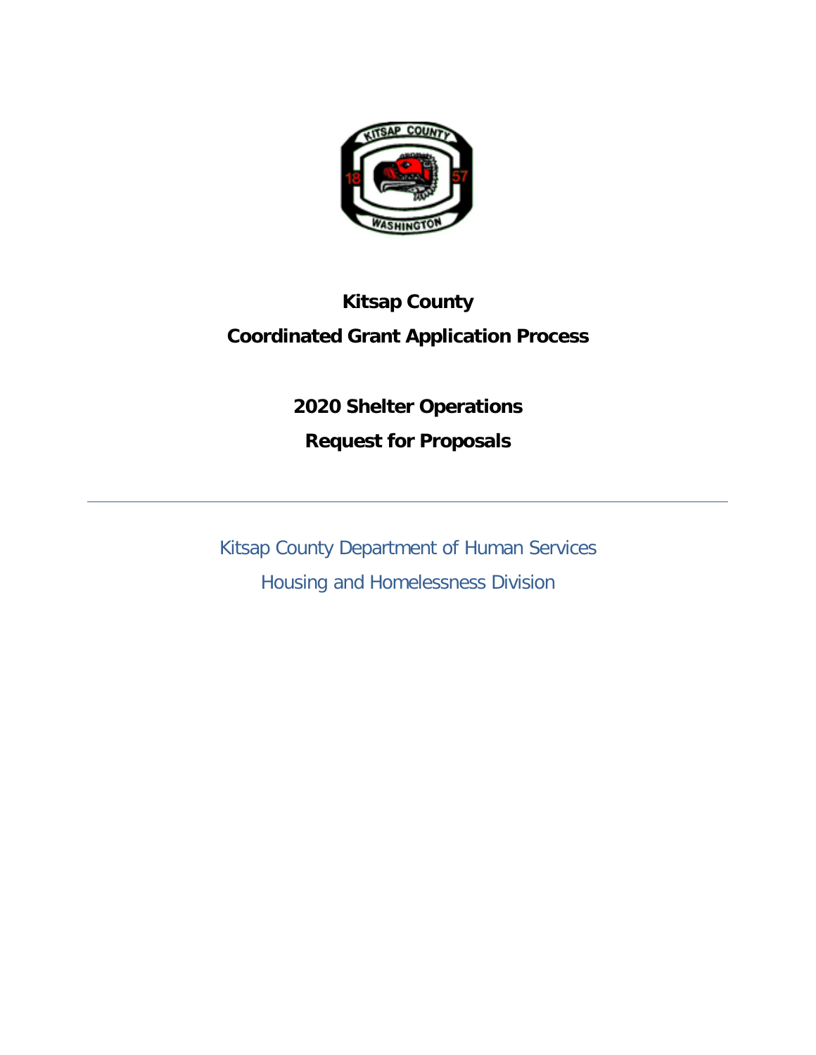# Kitsap County

# Coordinated Grant Application Process

## 2020 Shelter Operations

## Request for Proposals

---

Kitsap County Department of Human Services

Housing and Homelessness Division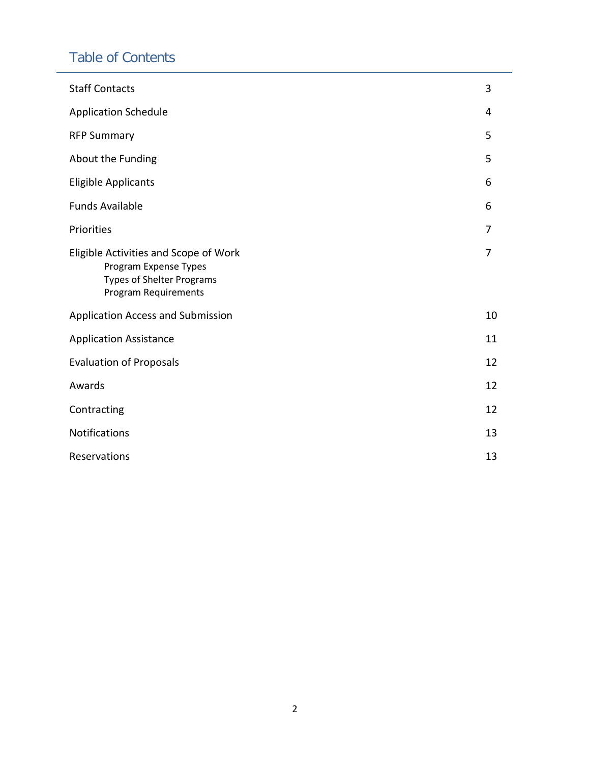# Table of Contents

| | |
|---|---|
| Staff Contacts | 3 |
| Application Schedule | 4 |
| RFP Summary | 5 |
| About the Funding | 5 |
| Eligible Applicants | 6 |
| Funds Available | 6 |
| Priorities | 7 |
| Eligible Activities and Scope of Work<br>Program Expense Types<br>Types of Shelter Programs<br>Program Requirements | 7 |
| Application Access and Submission | 10 |
| Application Assistance | 11 |
| Evaluation of Proposals | 12 |
| Awards | 12 |
| Contracting | 12 |
| Notifications | 13 |
| Reservations | 13 |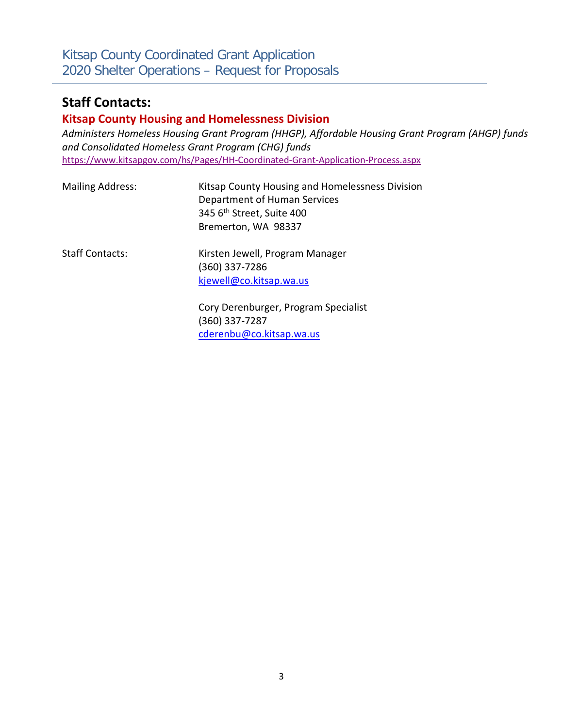# Staff Contacts:

## Kitsap County Housing and Homelessness Division

*Administers Homeless Housing Grant Program (HHGP), Affordable Housing Grant Program (AHGP) funds and Consolidated Homeless Grant Program (CHG) funds*

https://www.kitsapgov.com/hs/Pages/HH-Coordinated-Grant-Application-Process.aspx

Mailing Address:

Kitsap County Housing and Homelessness Division
Department of Human Services
345 6th Street, Suite 400
Bremerton, WA 98337

Staff Contacts:

Kirsten Jewell, Program Manager
(360) 337-7286
kjewell@co.kitsap.wa.us

Cory Derenburger, Program Specialist
(360) 337-7287
cderenbu@co.kitsap.wa.us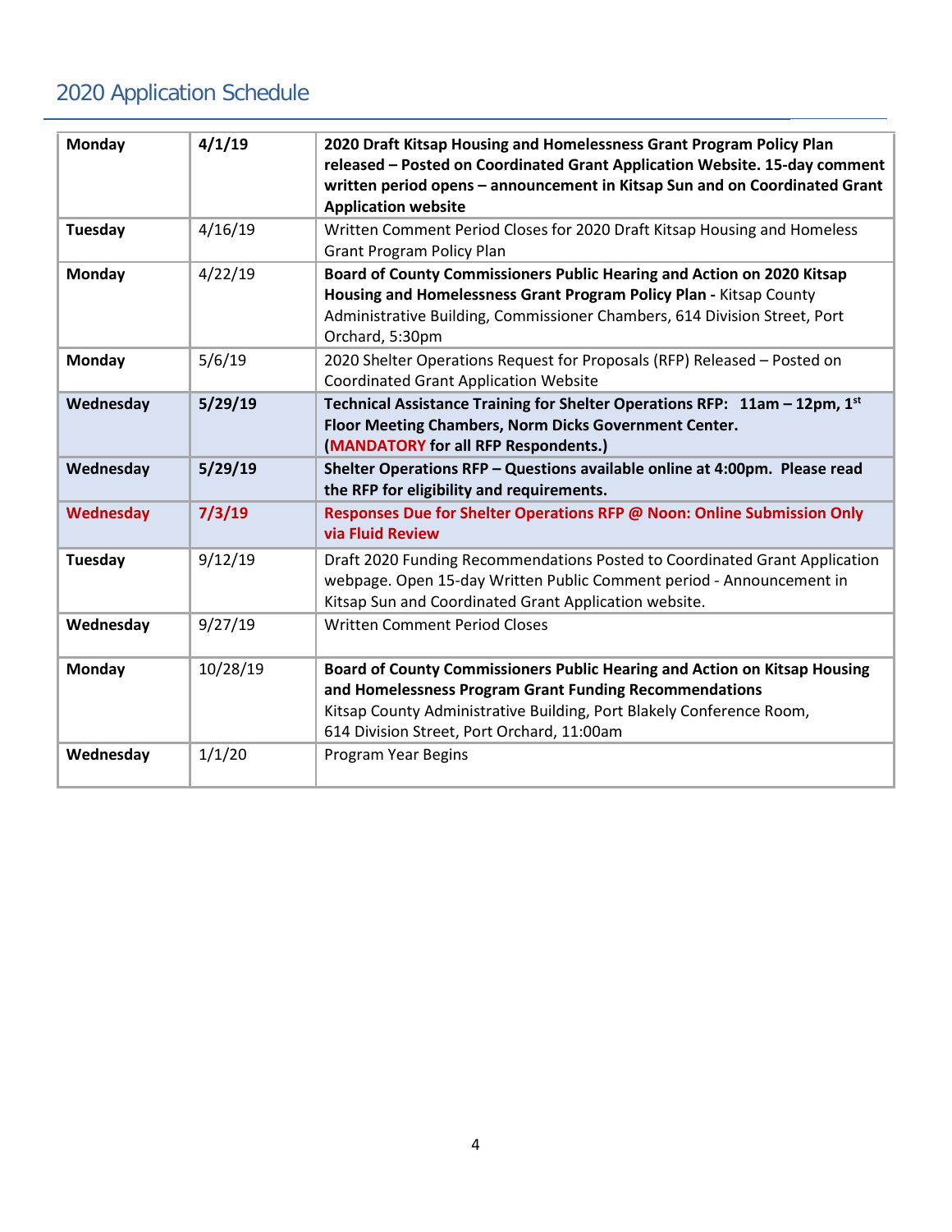## 2020 Application Schedule

| | | |
|---|---|---|
| **Monday** | **4/1/19** | **2020 Draft Kitsap Housing and Homelessness Grant Program Policy Plan released – Posted on Coordinated Grant Application Website. 15-day comment written period opens – announcement in Kitsap Sun and on Coordinated Grant Application website** |
| **Tuesday** | 4/16/19 | Written Comment Period Closes for 2020 Draft Kitsap Housing and Homeless Grant Program Policy Plan |
| **Monday** | 4/22/19 | **Board of County Commissioners Public Hearing and Action on 2020 Kitsap Housing and Homelessness Grant Program Policy Plan -** Kitsap County Administrative Building, Commissioner Chambers, 614 Division Street, Port Orchard, 5:30pm |
| **Monday** | 5/6/19 | 2020 Shelter Operations Request for Proposals (RFP) Released – Posted on Coordinated Grant Application Website |
| **Wednesday** | **5/29/19** | **Technical Assistance Training for Shelter Operations RFP: 11am – 12pm, 1st Floor Meeting Chambers, Norm Dicks Government Center. (MANDATORY for all RFP Respondents.)** |
| **Wednesday** | **5/29/19** | **Shelter Operations RFP – Questions available online at 4:00pm. Please read the RFP for eligibility and requirements.** |
| **Wednesday** | **7/3/19** | **Responses Due for Shelter Operations RFP @ Noon: Online Submission Only via Fluid Review** |
| **Tuesday** | 9/12/19 | Draft 2020 Funding Recommendations Posted to Coordinated Grant Application webpage. Open 15-day Written Public Comment period - Announcement in Kitsap Sun and Coordinated Grant Application website. |
| **Wednesday** | 9/27/19 | Written Comment Period Closes |
| **Monday** | 10/28/19 | **Board of County Commissioners Public Hearing and Action on Kitsap Housing and Homelessness Program Grant Funding Recommendations** Kitsap County Administrative Building, Port Blakely Conference Room, 614 Division Street, Port Orchard, 11:00am |
| **Wednesday** | 1/1/20 | Program Year Begins |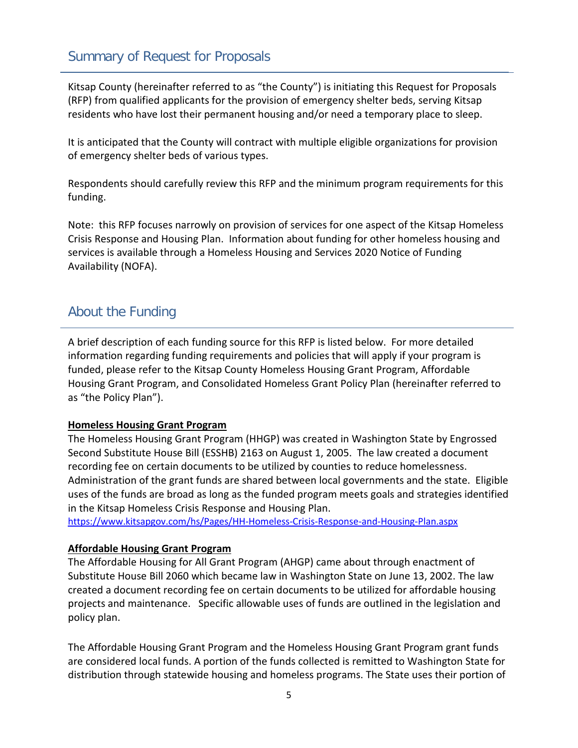## Summary of Request for Proposals

Kitsap County (hereinafter referred to as "the County") is initiating this Request for Proposals (RFP) from qualified applicants for the provision of emergency shelter beds, serving Kitsap residents who have lost their permanent housing and/or need a temporary place to sleep.

It is anticipated that the County will contract with multiple eligible organizations for provision of emergency shelter beds of various types.

Respondents should carefully review this RFP and the minimum program requirements for this funding.

Note: this RFP focuses narrowly on provision of services for one aspect of the Kitsap Homeless Crisis Response and Housing Plan. Information about funding for other homeless housing and services is available through a Homeless Housing and Services 2020 Notice of Funding Availability (NOFA).

## About the Funding

A brief description of each funding source for this RFP is listed below. For more detailed information regarding funding requirements and policies that will apply if your program is funded, please refer to the Kitsap County Homeless Housing Grant Program, Affordable Housing Grant Program, and Consolidated Homeless Grant Policy Plan (hereinafter referred to as "the Policy Plan").

**Homeless Housing Grant Program**

The Homeless Housing Grant Program (HHGP) was created in Washington State by Engrossed Second Substitute House Bill (ESSHB) 2163 on August 1, 2005. The law created a document recording fee on certain documents to be utilized by counties to reduce homelessness. Administration of the grant funds are shared between local governments and the state. Eligible uses of the funds are broad as long as the funded program meets goals and strategies identified in the Kitsap Homeless Crisis Response and Housing Plan.
https://www.kitsapgov.com/hs/Pages/HH-Homeless-Crisis-Response-and-Housing-Plan.aspx

**Affordable Housing Grant Program**

The Affordable Housing for All Grant Program (AHGP) came about through enactment of Substitute House Bill 2060 which became law in Washington State on June 13, 2002. The law created a document recording fee on certain documents to be utilized for affordable housing projects and maintenance. Specific allowable uses of funds are outlined in the legislation and policy plan.

The Affordable Housing Grant Program and the Homeless Housing Grant Program grant funds are considered local funds. A portion of the funds collected is remitted to Washington State for distribution through statewide housing and homeless programs. The State uses their portion of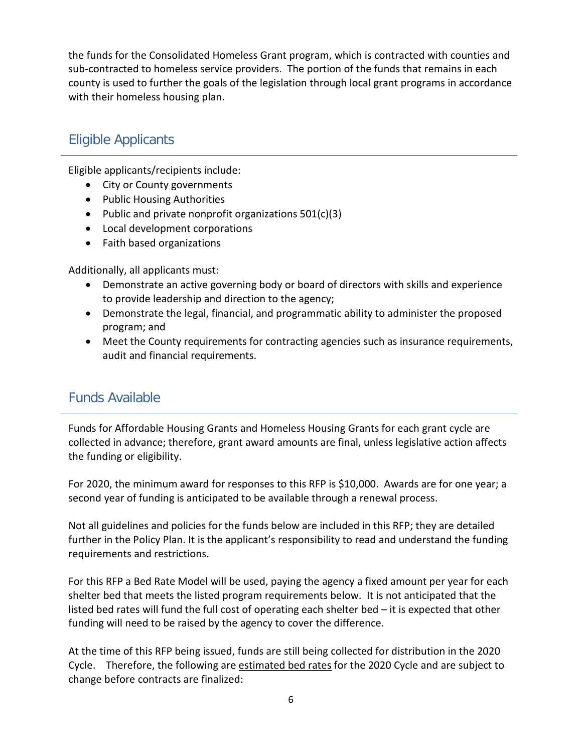the funds for the Consolidated Homeless Grant program, which is contracted with counties and sub-contracted to homeless service providers. The portion of the funds that remains in each county is used to further the goals of the legislation through local grant programs in accordance with their homeless housing plan.

## Eligible Applicants

Eligible applicants/recipients include:

- City or County governments
- Public Housing Authorities
- Public and private nonprofit organizations 501(c)(3)
- Local development corporations
- Faith based organizations

Additionally, all applicants must:

- Demonstrate an active governing body or board of directors with skills and experience to provide leadership and direction to the agency;
- Demonstrate the legal, financial, and programmatic ability to administer the proposed program; and
- Meet the County requirements for contracting agencies such as insurance requirements, audit and financial requirements.

## Funds Available

Funds for Affordable Housing Grants and Homeless Housing Grants for each grant cycle are collected in advance; therefore, grant award amounts are final, unless legislative action affects the funding or eligibility.

For 2020, the minimum award for responses to this RFP is $10,000. Awards are for one year; a second year of funding is anticipated to be available through a renewal process.

Not all guidelines and policies for the funds below are included in this RFP; they are detailed further in the Policy Plan. It is the applicant's responsibility to read and understand the funding requirements and restrictions.

For this RFP a Bed Rate Model will be used, paying the agency a fixed amount per year for each shelter bed that meets the listed program requirements below. It is not anticipated that the listed bed rates will fund the full cost of operating each shelter bed – it is expected that other funding will need to be raised by the agency to cover the difference.

At the time of this RFP being issued, funds are still being collected for distribution in the 2020 Cycle. Therefore, the following are estimated bed rates for the 2020 Cycle and are subject to change before contracts are finalized: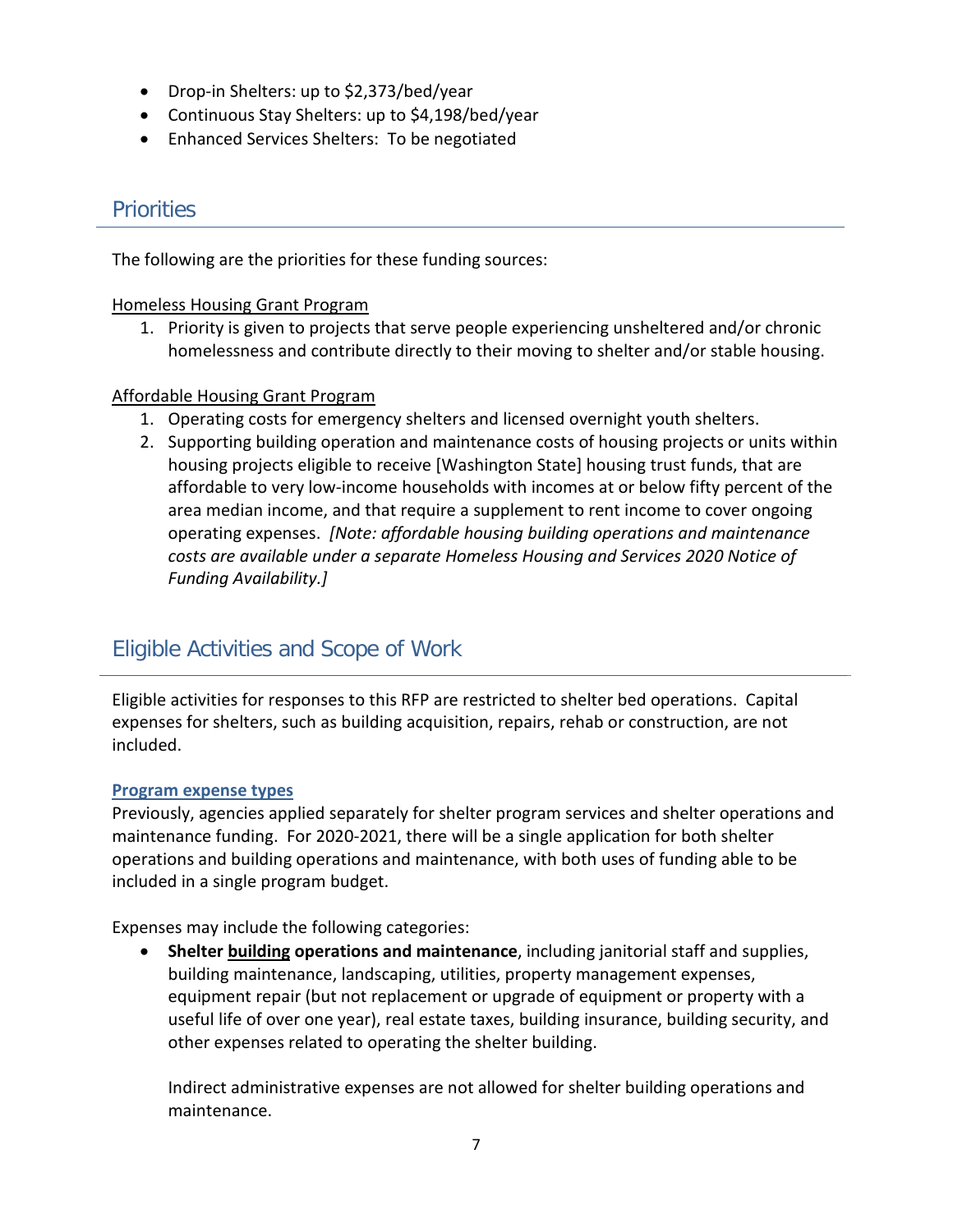- Drop-in Shelters: up to $2,373/bed/year
- Continuous Stay Shelters: up to $4,198/bed/year
- Enhanced Services Shelters: To be negotiated

## Priorities

The following are the priorities for these funding sources:

<u>Homeless Housing Grant Program</u>

1. Priority is given to projects that serve people experiencing unsheltered and/or chronic homelessness and contribute directly to their moving to shelter and/or stable housing.

<u>Affordable Housing Grant Program</u>

1. Operating costs for emergency shelters and licensed overnight youth shelters.
2. Supporting building operation and maintenance costs of housing projects or units within housing projects eligible to receive [Washington State] housing trust funds, that are affordable to very low-income households with incomes at or below fifty percent of the area median income, and that require a supplement to rent income to cover ongoing operating expenses. *[Note: affordable housing building operations and maintenance costs are available under a separate Homeless Housing and Services 2020 Notice of Funding Availability.]*

## Eligible Activities and Scope of Work

Eligible activities for responses to this RFP are restricted to shelter bed operations. Capital expenses for shelters, such as building acquisition, repairs, rehab or construction, are not included.

### Program expense types

Previously, agencies applied separately for shelter program services and shelter operations and maintenance funding. For 2020-2021, there will be a single application for both shelter operations and building operations and maintenance, with both uses of funding able to be included in a single program budget.

Expenses may include the following categories:

- **Shelter <u>building</u> operations and maintenance**, including janitorial staff and supplies, building maintenance, landscaping, utilities, property management expenses, equipment repair (but not replacement or upgrade of equipment or property with a useful life of over one year), real estate taxes, building insurance, building security, and other expenses related to operating the shelter building.

  Indirect administrative expenses are not allowed for shelter building operations and maintenance.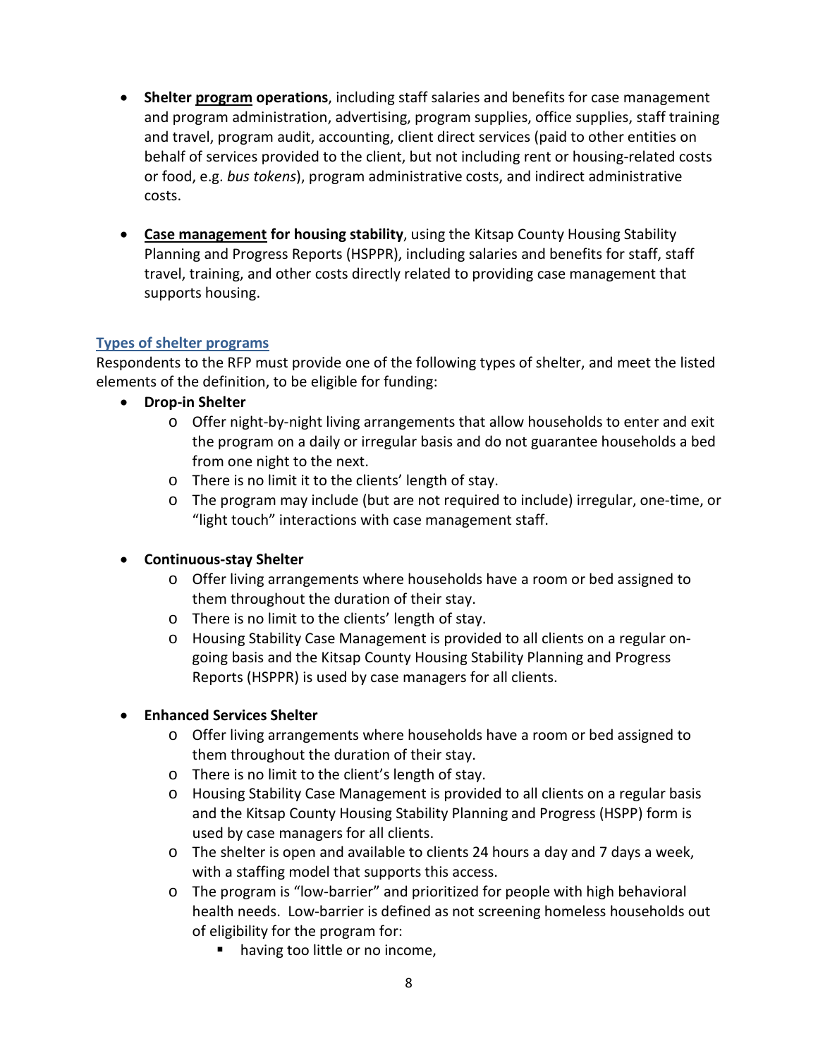- **Shelter program operations**, including staff salaries and benefits for case management and program administration, advertising, program supplies, office supplies, staff training and travel, program audit, accounting, client direct services (paid to other entities on behalf of services provided to the client, but not including rent or housing-related costs or food, e.g. *bus tokens*), program administrative costs, and indirect administrative costs.

- **Case management for housing stability**, using the Kitsap County Housing Stability Planning and Progress Reports (HSPPR), including salaries and benefits for staff, staff travel, training, and other costs directly related to providing case management that supports housing.

### Types of shelter programs

Respondents to the RFP must provide one of the following types of shelter, and meet the listed elements of the definition, to be eligible for funding:

- **Drop-in Shelter**
  - Offer night-by-night living arrangements that allow households to enter and exit the program on a daily or irregular basis and do not guarantee households a bed from one night to the next.
  - There is no limit it to the clients' length of stay.
  - The program may include (but are not required to include) irregular, one-time, or "light touch" interactions with case management staff.

- **Continuous-stay Shelter**
  - Offer living arrangements where households have a room or bed assigned to them throughout the duration of their stay.
  - There is no limit to the clients' length of stay.
  - Housing Stability Case Management is provided to all clients on a regular on-going basis and the Kitsap County Housing Stability Planning and Progress Reports (HSPPR) is used by case managers for all clients.

- **Enhanced Services Shelter**
  - Offer living arrangements where households have a room or bed assigned to them throughout the duration of their stay.
  - There is no limit to the client's length of stay.
  - Housing Stability Case Management is provided to all clients on a regular basis and the Kitsap County Housing Stability Planning and Progress (HSPP) form is used by case managers for all clients.
  - The shelter is open and available to clients 24 hours a day and 7 days a week, with a staffing model that supports this access.
  - The program is "low-barrier" and prioritized for people with high behavioral health needs. Low-barrier is defined as not screening homeless households out of eligibility for the program for:
    - having too little or no income,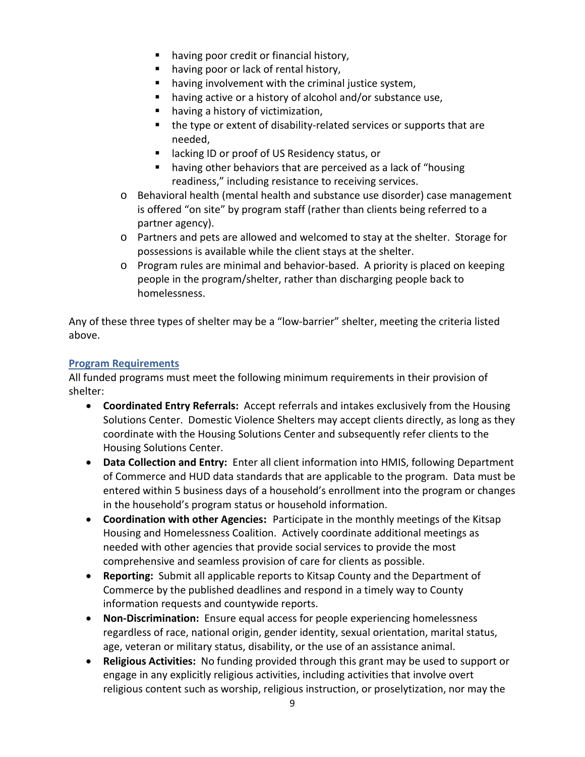- having poor credit or financial history,
        - having poor or lack of rental history,
        - having involvement with the criminal justice system,
        - having active or a history of alcohol and/or substance use,
        - having a history of victimization,
        - the type or extent of disability-related services or supports that are needed,
        - lacking ID or proof of US Residency status, or
        - having other behaviors that are perceived as a lack of "housing readiness," including resistance to receiving services.
    - Behavioral health (mental health and substance use disorder) case management is offered "on site" by program staff (rather than clients being referred to a partner agency).
    - Partners and pets are allowed and welcomed to stay at the shelter. Storage for possessions is available while the client stays at the shelter.
    - Program rules are minimal and behavior-based. A priority is placed on keeping people in the program/shelter, rather than discharging people back to homelessness.

Any of these three types of shelter may be a "low-barrier" shelter, meeting the criteria listed above.

### Program Requirements

All funded programs must meet the following minimum requirements in their provision of shelter:

- **Coordinated Entry Referrals:** Accept referrals and intakes exclusively from the Housing Solutions Center. Domestic Violence Shelters may accept clients directly, as long as they coordinate with the Housing Solutions Center and subsequently refer clients to the Housing Solutions Center.
- **Data Collection and Entry:** Enter all client information into HMIS, following Department of Commerce and HUD data standards that are applicable to the program. Data must be entered within 5 business days of a household's enrollment into the program or changes in the household's program status or household information.
- **Coordination with other Agencies:** Participate in the monthly meetings of the Kitsap Housing and Homelessness Coalition. Actively coordinate additional meetings as needed with other agencies that provide social services to provide the most comprehensive and seamless provision of care for clients as possible.
- **Reporting:** Submit all applicable reports to Kitsap County and the Department of Commerce by the published deadlines and respond in a timely way to County information requests and countywide reports.
- **Non-Discrimination:** Ensure equal access for people experiencing homelessness regardless of race, national origin, gender identity, sexual orientation, marital status, age, veteran or military status, disability, or the use of an assistance animal.
- **Religious Activities:** No funding provided through this grant may be used to support or engage in any explicitly religious activities, including activities that involve overt religious content such as worship, religious instruction, or proselytization, nor may the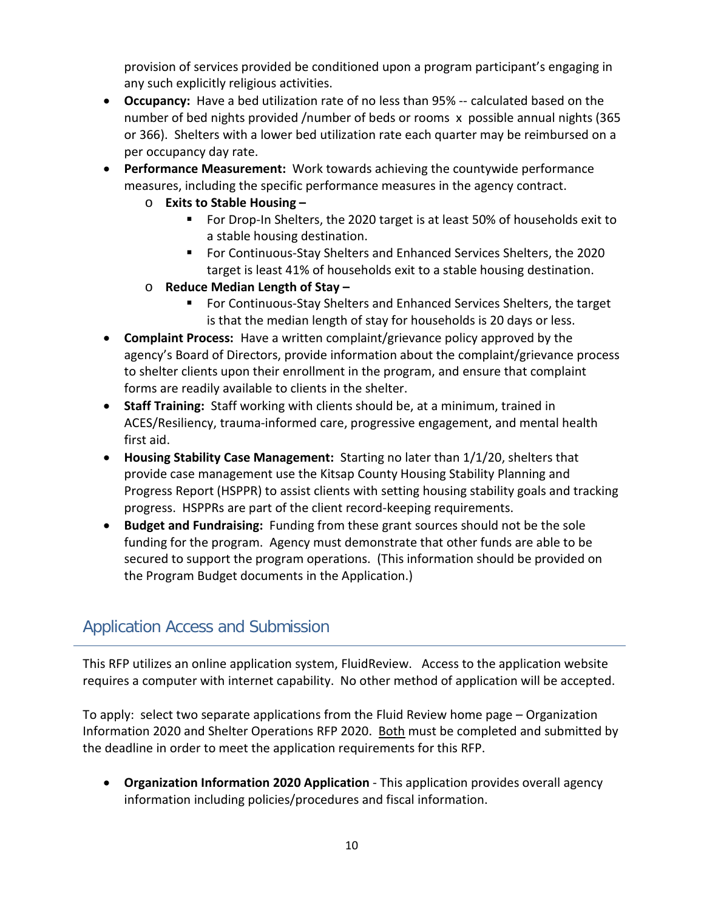provision of services provided be conditioned upon a program participant's engaging in any such explicitly religious activities.

- **Occupancy:** Have a bed utilization rate of no less than 95% -- calculated based on the number of bed nights provided /number of beds or rooms x possible annual nights (365 or 366). Shelters with a lower bed utilization rate each quarter may be reimbursed on a per occupancy day rate.
- **Performance Measurement:** Work towards achieving the countywide performance measures, including the specific performance measures in the agency contract.
  - **Exits to Stable Housing –**
    - For Drop-In Shelters, the 2020 target is at least 50% of households exit to a stable housing destination.
    - For Continuous-Stay Shelters and Enhanced Services Shelters, the 2020 target is least 41% of households exit to a stable housing destination.
  - **Reduce Median Length of Stay –**
    - For Continuous-Stay Shelters and Enhanced Services Shelters, the target is that the median length of stay for households is 20 days or less.
- **Complaint Process:** Have a written complaint/grievance policy approved by the agency's Board of Directors, provide information about the complaint/grievance process to shelter clients upon their enrollment in the program, and ensure that complaint forms are readily available to clients in the shelter.
- **Staff Training:** Staff working with clients should be, at a minimum, trained in ACES/Resiliency, trauma-informed care, progressive engagement, and mental health first aid.
- **Housing Stability Case Management:** Starting no later than 1/1/20, shelters that provide case management use the Kitsap County Housing Stability Planning and Progress Report (HSPPR) to assist clients with setting housing stability goals and tracking progress. HSPPRs are part of the client record-keeping requirements.
- **Budget and Fundraising:** Funding from these grant sources should not be the sole funding for the program. Agency must demonstrate that other funds are able to be secured to support the program operations. (This information should be provided on the Program Budget documents in the Application.)

## Application Access and Submission

This RFP utilizes an online application system, FluidReview. Access to the application website requires a computer with internet capability. No other method of application will be accepted.

To apply: select two separate applications from the Fluid Review home page – Organization Information 2020 and Shelter Operations RFP 2020. Both must be completed and submitted by the deadline in order to meet the application requirements for this RFP.

- **Organization Information 2020 Application** - This application provides overall agency information including policies/procedures and fiscal information.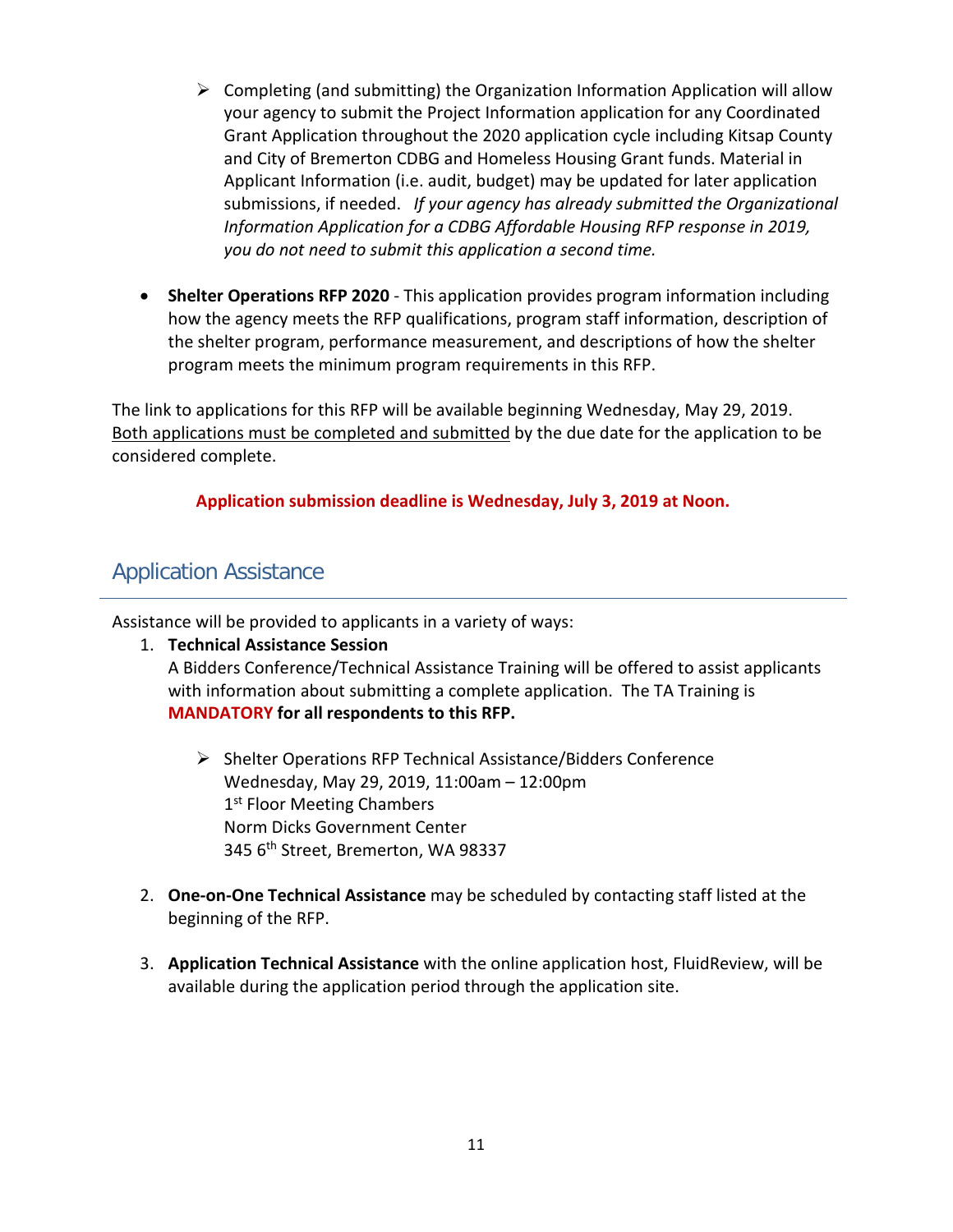- Completing (and submitting) the Organization Information Application will allow your agency to submit the Project Information application for any Coordinated Grant Application throughout the 2020 application cycle including Kitsap County and City of Bremerton CDBG and Homeless Housing Grant funds. Material in Applicant Information (i.e. audit, budget) may be updated for later application submissions, if needed. *If your agency has already submitted the Organizational Information Application for a CDBG Affordable Housing RFP response in 2019, you do not need to submit this application a second time.*

- **Shelter Operations RFP 2020** - This application provides program information including how the agency meets the RFP qualifications, program staff information, description of the shelter program, performance measurement, and descriptions of how the shelter program meets the minimum program requirements in this RFP.

The link to applications for this RFP will be available beginning Wednesday, May 29, 2019. Both applications must be completed and submitted by the due date for the application to be considered complete.

**Application submission deadline is Wednesday, July 3, 2019 at Noon.**

## Application Assistance

Assistance will be provided to applicants in a variety of ways:

1. **Technical Assistance Session**
   A Bidders Conference/Technical Assistance Training will be offered to assist applicants with information about submitting a complete application. The TA Training is **MANDATORY for all respondents to this RFP.**

   - Shelter Operations RFP Technical Assistance/Bidders Conference
     Wednesday, May 29, 2019, 11:00am – 12:00pm
     1st Floor Meeting Chambers
     Norm Dicks Government Center
     345 6th Street, Bremerton, WA 98337

2. **One-on-One Technical Assistance** may be scheduled by contacting staff listed at the beginning of the RFP.

3. **Application Technical Assistance** with the online application host, FluidReview, will be available during the application period through the application site.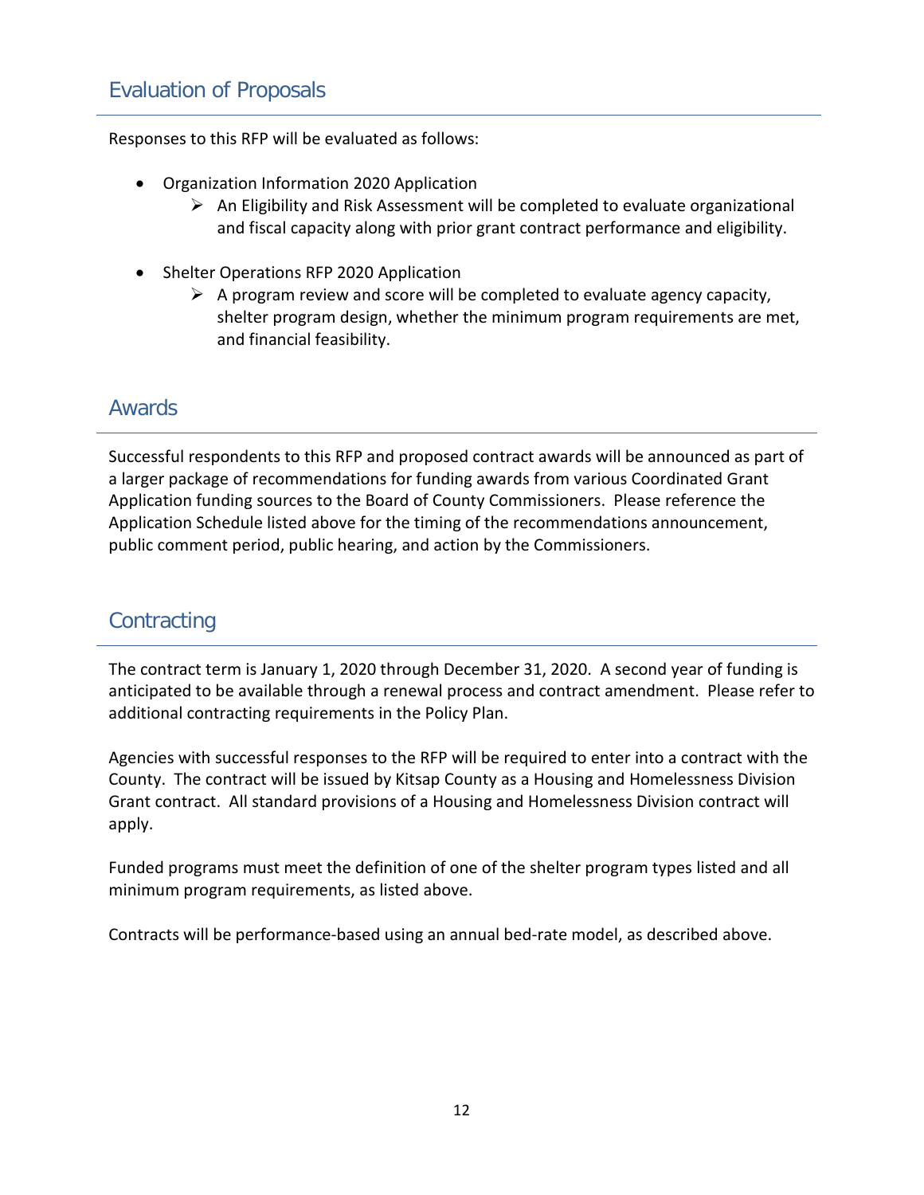## Evaluation of Proposals

Responses to this RFP will be evaluated as follows:

- Organization Information 2020 Application
    - An Eligibility and Risk Assessment will be completed to evaluate organizational and fiscal capacity along with prior grant contract performance and eligibility.

- Shelter Operations RFP 2020 Application
    - A program review and score will be completed to evaluate agency capacity, shelter program design, whether the minimum program requirements are met, and financial feasibility.

## Awards

Successful respondents to this RFP and proposed contract awards will be announced as part of a larger package of recommendations for funding awards from various Coordinated Grant Application funding sources to the Board of County Commissioners. Please reference the Application Schedule listed above for the timing of the recommendations announcement, public comment period, public hearing, and action by the Commissioners.

## Contracting

The contract term is January 1, 2020 through December 31, 2020. A second year of funding is anticipated to be available through a renewal process and contract amendment. Please refer to additional contracting requirements in the Policy Plan.

Agencies with successful responses to the RFP will be required to enter into a contract with the County. The contract will be issued by Kitsap County as a Housing and Homelessness Division Grant contract. All standard provisions of a Housing and Homelessness Division contract will apply.

Funded programs must meet the definition of one of the shelter program types listed and all minimum program requirements, as listed above.

Contracts will be performance-based using an annual bed-rate model, as described above.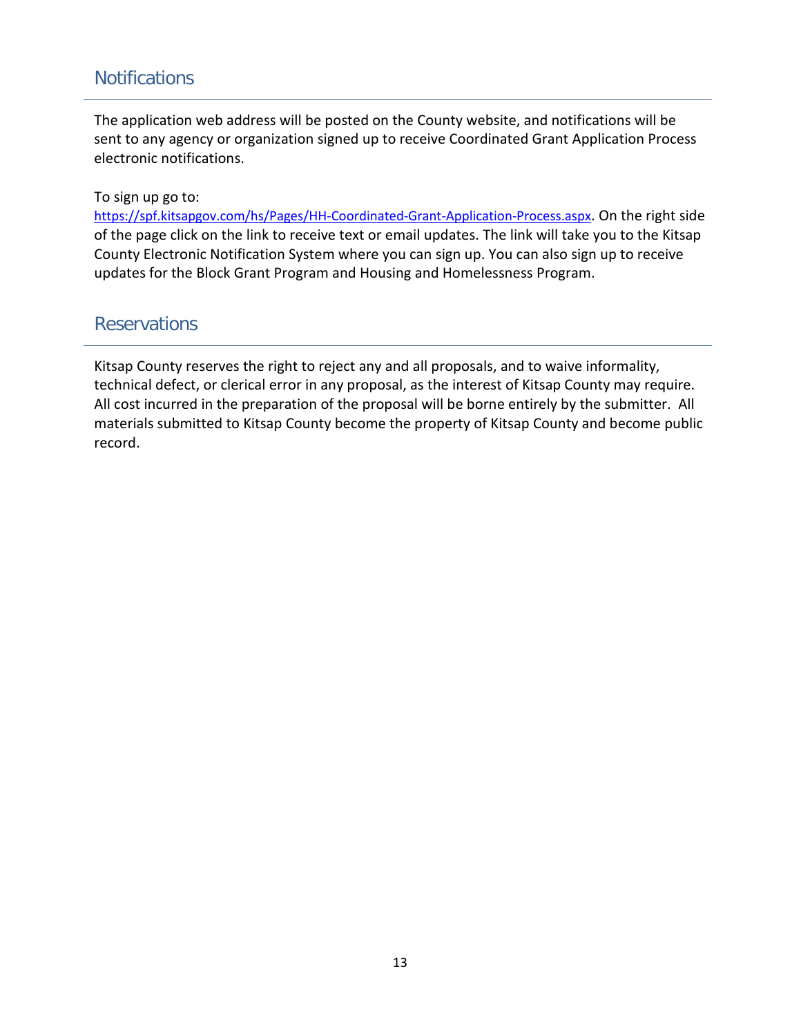## Notifications

The application web address will be posted on the County website, and notifications will be sent to any agency or organization signed up to receive Coordinated Grant Application Process electronic notifications.

To sign up go to:
https://spf.kitsapgov.com/hs/Pages/HH-Coordinated-Grant-Application-Process.aspx. On the right side of the page click on the link to receive text or email updates. The link will take you to the Kitsap County Electronic Notification System where you can sign up. You can also sign up to receive updates for the Block Grant Program and Housing and Homelessness Program.

## Reservations

Kitsap County reserves the right to reject any and all proposals, and to waive informality, technical defect, or clerical error in any proposal, as the interest of Kitsap County may require. All cost incurred in the preparation of the proposal will be borne entirely by the submitter. All materials submitted to Kitsap County become the property of Kitsap County and become public record.